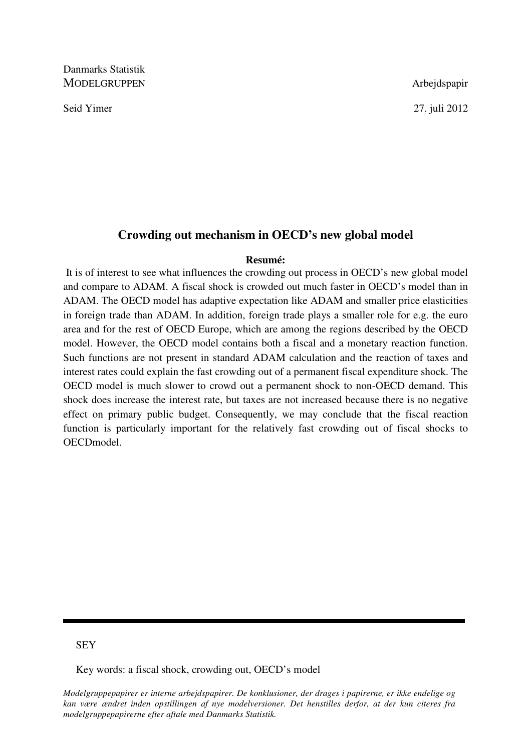Danmarks Statistik
MODELGRUPPEN  Arbejdspapir

Seid Yimer  27. juli 2012

# Crowding out mechanism in OECD's new global model

**Resumé:**

It is of interest to see what influences the crowding out process in OECD's new global model and compare to ADAM. A fiscal shock is crowded out much faster in OECD's model than in ADAM. The OECD model has adaptive expectation like ADAM and smaller price elasticities in foreign trade than ADAM. In addition, foreign trade plays a smaller role for e.g. the euro area and for the rest of OECD Europe, which are among the regions described by the OECD model. However, the OECD model contains both a fiscal and a monetary reaction function. Such functions are not present in standard ADAM calculation and the reaction of taxes and interest rates could explain the fast crowding out of a permanent fiscal expenditure shock. The OECD model is much slower to crowd out a permanent shock to non-OECD demand. This shock does increase the interest rate, but taxes are not increased because there is no negative effect on primary public budget. Consequently, we may conclude that the fiscal reaction function is particularly important for the relatively fast crowding out of fiscal shocks to OECDmodel.

---

SEY

Key words: a fiscal shock, crowding out, OECD's model

*Modelgruppepapirer er interne arbejdspapirer. De konklusioner, der drages i papirerne, er ikke endelige og kan være ændret inden opstillingen af nye modelversioner. Det henstilles derfor, at der kun citeres fra modelgruppepapirerne efter aftale med Danmarks Statistik.*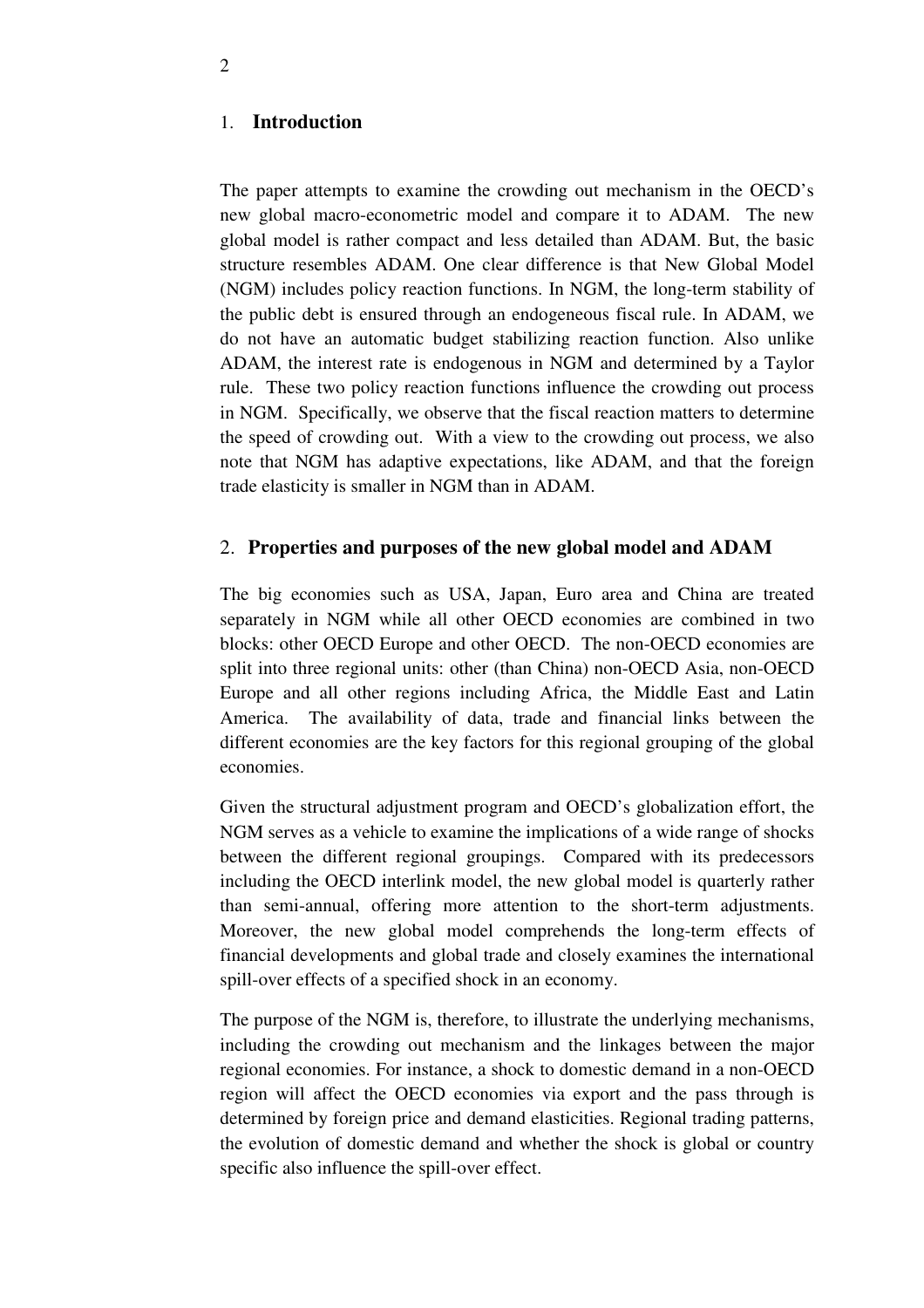## 1. **Introduction**

The paper attempts to examine the crowding out mechanism in the OECD's new global macro-econometric model and compare it to ADAM. The new global model is rather compact and less detailed than ADAM. But, the basic structure resembles ADAM. One clear difference is that New Global Model (NGM) includes policy reaction functions. In NGM, the long-term stability of the public debt is ensured through an endogeneous fiscal rule. In ADAM, we do not have an automatic budget stabilizing reaction function. Also unlike ADAM, the interest rate is endogenous in NGM and determined by a Taylor rule. These two policy reaction functions influence the crowding out process in NGM. Specifically, we observe that the fiscal reaction matters to determine the speed of crowding out. With a view to the crowding out process, we also note that NGM has adaptive expectations, like ADAM, and that the foreign trade elasticity is smaller in NGM than in ADAM.

## 2. **Properties and purposes of the new global model and ADAM**

The big economies such as USA, Japan, Euro area and China are treated separately in NGM while all other OECD economies are combined in two blocks: other OECD Europe and other OECD. The non-OECD economies are split into three regional units: other (than China) non-OECD Asia, non-OECD Europe and all other regions including Africa, the Middle East and Latin America. The availability of data, trade and financial links between the different economies are the key factors for this regional grouping of the global economies.

Given the structural adjustment program and OECD's globalization effort, the NGM serves as a vehicle to examine the implications of a wide range of shocks between the different regional groupings. Compared with its predecessors including the OECD interlink model, the new global model is quarterly rather than semi-annual, offering more attention to the short-term adjustments. Moreover, the new global model comprehends the long-term effects of financial developments and global trade and closely examines the international spill-over effects of a specified shock in an economy.

The purpose of the NGM is, therefore, to illustrate the underlying mechanisms, including the crowding out mechanism and the linkages between the major regional economies. For instance, a shock to domestic demand in a non-OECD region will affect the OECD economies via export and the pass through is determined by foreign price and demand elasticities. Regional trading patterns, the evolution of domestic demand and whether the shock is global or country specific also influence the spill-over effect.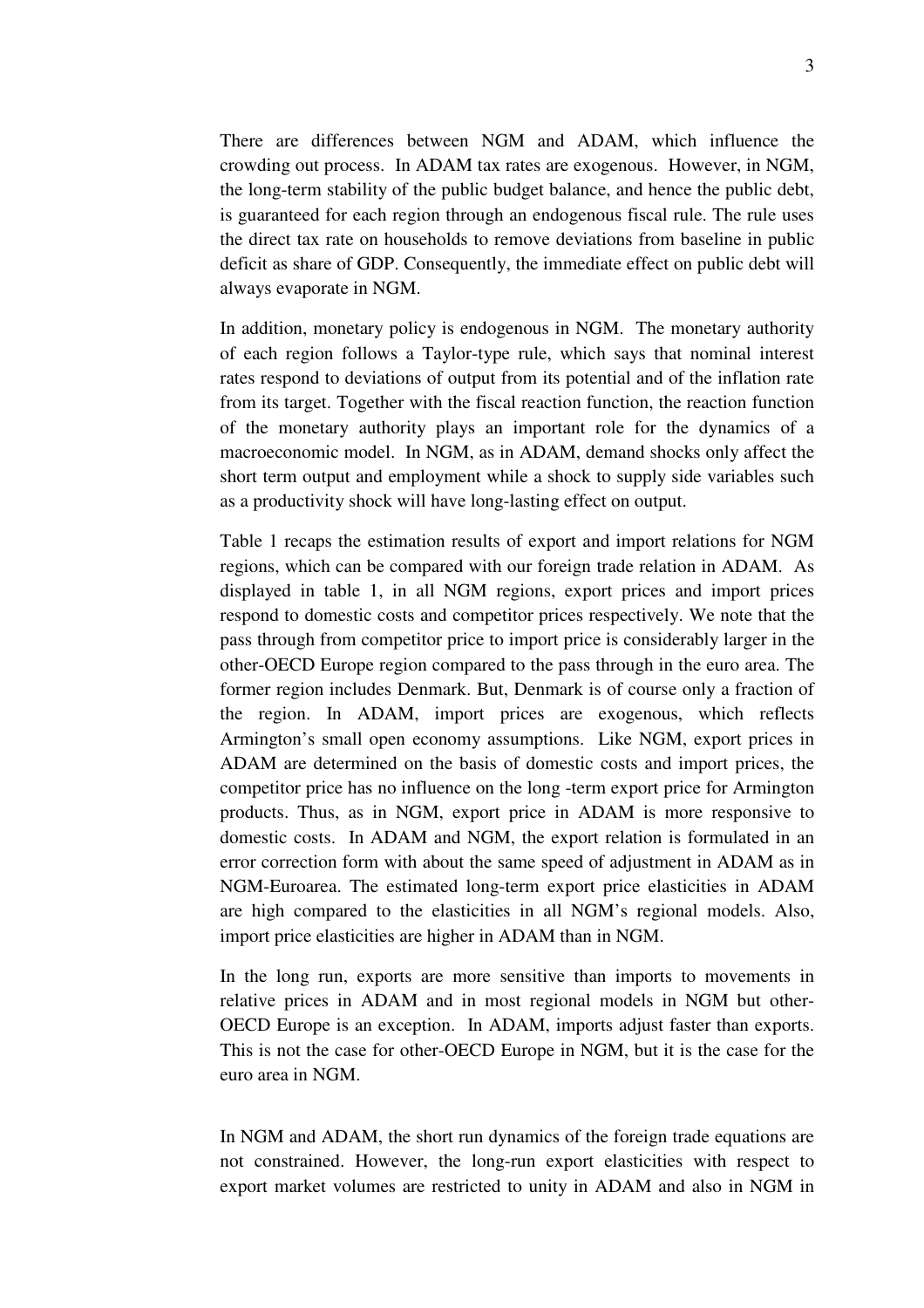There are differences between NGM and ADAM, which influence the crowding out process. In ADAM tax rates are exogenous. However, in NGM, the long-term stability of the public budget balance, and hence the public debt, is guaranteed for each region through an endogenous fiscal rule. The rule uses the direct tax rate on households to remove deviations from baseline in public deficit as share of GDP. Consequently, the immediate effect on public debt will always evaporate in NGM.

In addition, monetary policy is endogenous in NGM. The monetary authority of each region follows a Taylor-type rule, which says that nominal interest rates respond to deviations of output from its potential and of the inflation rate from its target. Together with the fiscal reaction function, the reaction function of the monetary authority plays an important role for the dynamics of a macroeconomic model. In NGM, as in ADAM, demand shocks only affect the short term output and employment while a shock to supply side variables such as a productivity shock will have long-lasting effect on output.

Table 1 recaps the estimation results of export and import relations for NGM regions, which can be compared with our foreign trade relation in ADAM. As displayed in table 1, in all NGM regions, export prices and import prices respond to domestic costs and competitor prices respectively. We note that the pass through from competitor price to import price is considerably larger in the other-OECD Europe region compared to the pass through in the euro area. The former region includes Denmark. But, Denmark is of course only a fraction of the region. In ADAM, import prices are exogenous, which reflects Armington's small open economy assumptions. Like NGM, export prices in ADAM are determined on the basis of domestic costs and import prices, the competitor price has no influence on the long -term export price for Armington products. Thus, as in NGM, export price in ADAM is more responsive to domestic costs. In ADAM and NGM, the export relation is formulated in an error correction form with about the same speed of adjustment in ADAM as in NGM-Euroarea. The estimated long-term export price elasticities in ADAM are high compared to the elasticities in all NGM's regional models. Also, import price elasticities are higher in ADAM than in NGM.

In the long run, exports are more sensitive than imports to movements in relative prices in ADAM and in most regional models in NGM but other-OECD Europe is an exception. In ADAM, imports adjust faster than exports. This is not the case for other-OECD Europe in NGM, but it is the case for the euro area in NGM.

In NGM and ADAM, the short run dynamics of the foreign trade equations are not constrained. However, the long-run export elasticities with respect to export market volumes are restricted to unity in ADAM and also in NGM in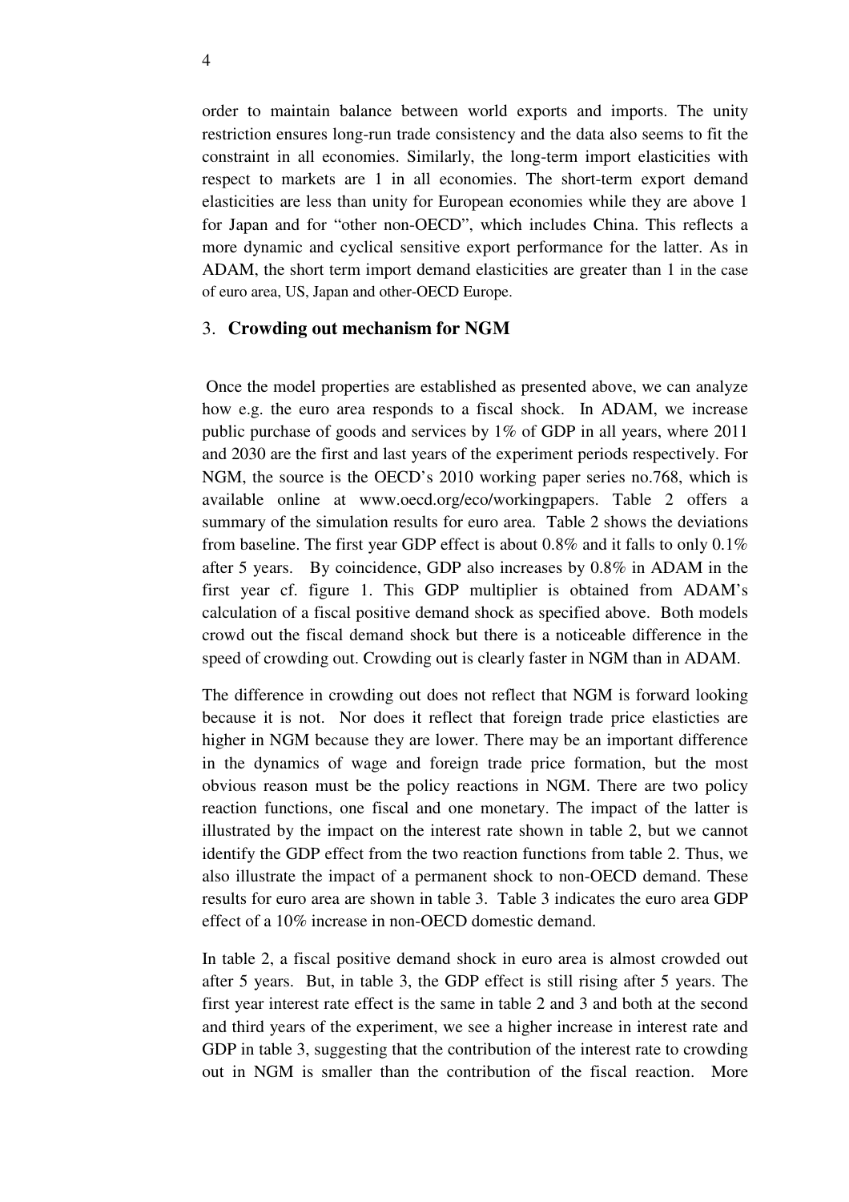order to maintain balance between world exports and imports. The unity restriction ensures long-run trade consistency and the data also seems to fit the constraint in all economies. Similarly, the long-term import elasticities with respect to markets are 1 in all economies. The short-term export demand elasticities are less than unity for European economies while they are above 1 for Japan and for "other non-OECD", which includes China. This reflects a more dynamic and cyclical sensitive export performance for the latter. As in ADAM, the short term import demand elasticities are greater than 1 in the case of euro area, US, Japan and other-OECD Europe.

## 3. **Crowding out mechanism for NGM**

Once the model properties are established as presented above, we can analyze how e.g. the euro area responds to a fiscal shock. In ADAM, we increase public purchase of goods and services by 1% of GDP in all years, where 2011 and 2030 are the first and last years of the experiment periods respectively. For NGM, the source is the OECD's 2010 working paper series no.768, which is available online at www.oecd.org/eco/workingpapers. Table 2 offers a summary of the simulation results for euro area. Table 2 shows the deviations from baseline. The first year GDP effect is about 0.8% and it falls to only 0.1% after 5 years. By coincidence, GDP also increases by 0.8% in ADAM in the first year cf. figure 1. This GDP multiplier is obtained from ADAM's calculation of a fiscal positive demand shock as specified above. Both models crowd out the fiscal demand shock but there is a noticeable difference in the speed of crowding out. Crowding out is clearly faster in NGM than in ADAM.

The difference in crowding out does not reflect that NGM is forward looking because it is not. Nor does it reflect that foreign trade price elasticties are higher in NGM because they are lower. There may be an important difference in the dynamics of wage and foreign trade price formation, but the most obvious reason must be the policy reactions in NGM. There are two policy reaction functions, one fiscal and one monetary. The impact of the latter is illustrated by the impact on the interest rate shown in table 2, but we cannot identify the GDP effect from the two reaction functions from table 2. Thus, we also illustrate the impact of a permanent shock to non-OECD demand. These results for euro area are shown in table 3. Table 3 indicates the euro area GDP effect of a 10% increase in non-OECD domestic demand.

In table 2, a fiscal positive demand shock in euro area is almost crowded out after 5 years. But, in table 3, the GDP effect is still rising after 5 years. The first year interest rate effect is the same in table 2 and 3 and both at the second and third years of the experiment, we see a higher increase in interest rate and GDP in table 3, suggesting that the contribution of the interest rate to crowding out in NGM is smaller than the contribution of the fiscal reaction. More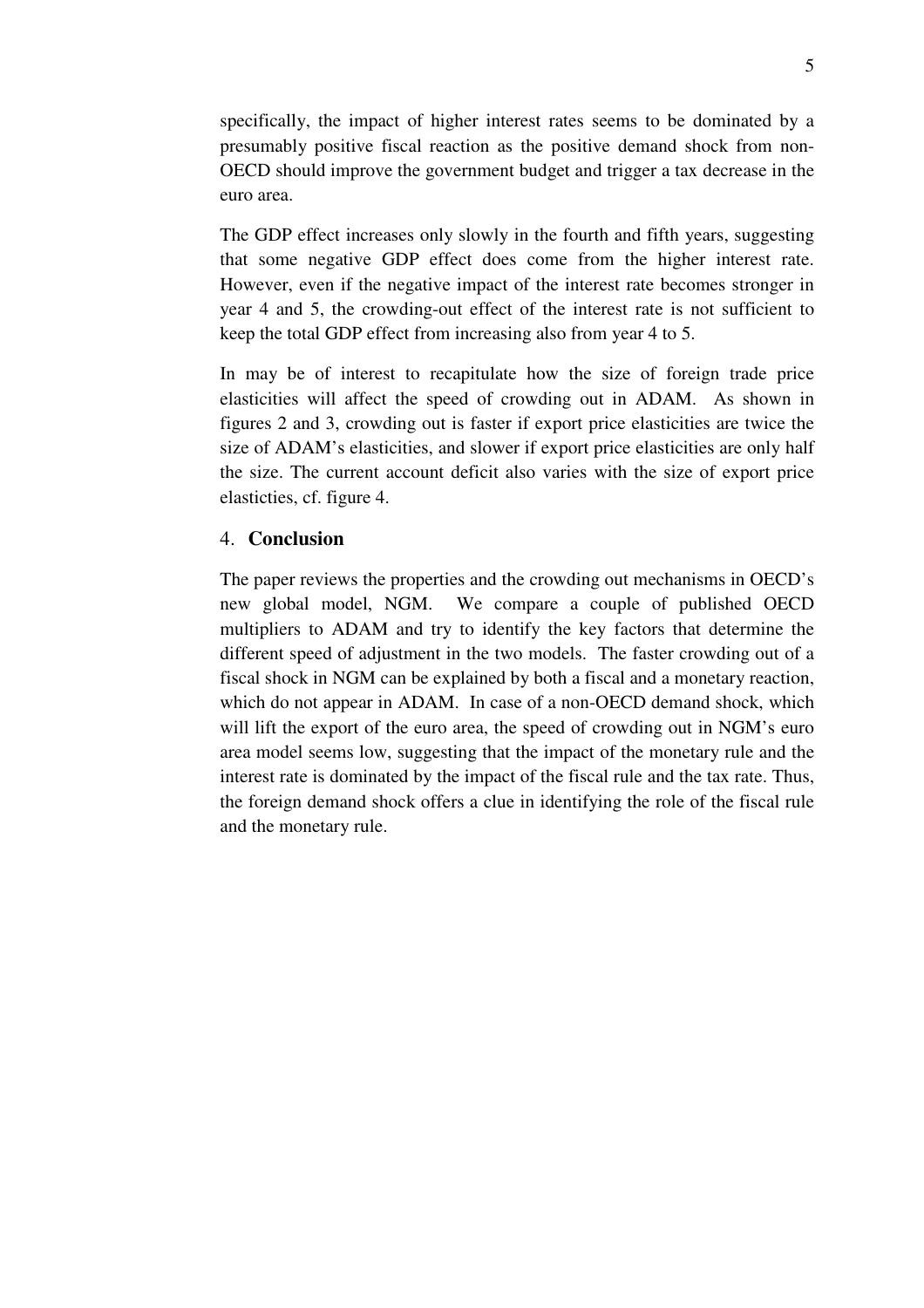specifically, the impact of higher interest rates seems to be dominated by a presumably positive fiscal reaction as the positive demand shock from non-OECD should improve the government budget and trigger a tax decrease in the euro area.

The GDP effect increases only slowly in the fourth and fifth years, suggesting that some negative GDP effect does come from the higher interest rate. However, even if the negative impact of the interest rate becomes stronger in year 4 and 5, the crowding-out effect of the interest rate is not sufficient to keep the total GDP effect from increasing also from year 4 to 5.

In may be of interest to recapitulate how the size of foreign trade price elasticities will affect the speed of crowding out in ADAM. As shown in figures 2 and 3, crowding out is faster if export price elasticities are twice the size of ADAM's elasticities, and slower if export price elasticities are only half the size. The current account deficit also varies with the size of export price elasticties, cf. figure 4.

## 4. Conclusion

The paper reviews the properties and the crowding out mechanisms in OECD's new global model, NGM. We compare a couple of published OECD multipliers to ADAM and try to identify the key factors that determine the different speed of adjustment in the two models. The faster crowding out of a fiscal shock in NGM can be explained by both a fiscal and a monetary reaction, which do not appear in ADAM. In case of a non-OECD demand shock, which will lift the export of the euro area, the speed of crowding out in NGM's euro area model seems low, suggesting that the impact of the monetary rule and the interest rate is dominated by the impact of the fiscal rule and the tax rate. Thus, the foreign demand shock offers a clue in identifying the role of the fiscal rule and the monetary rule.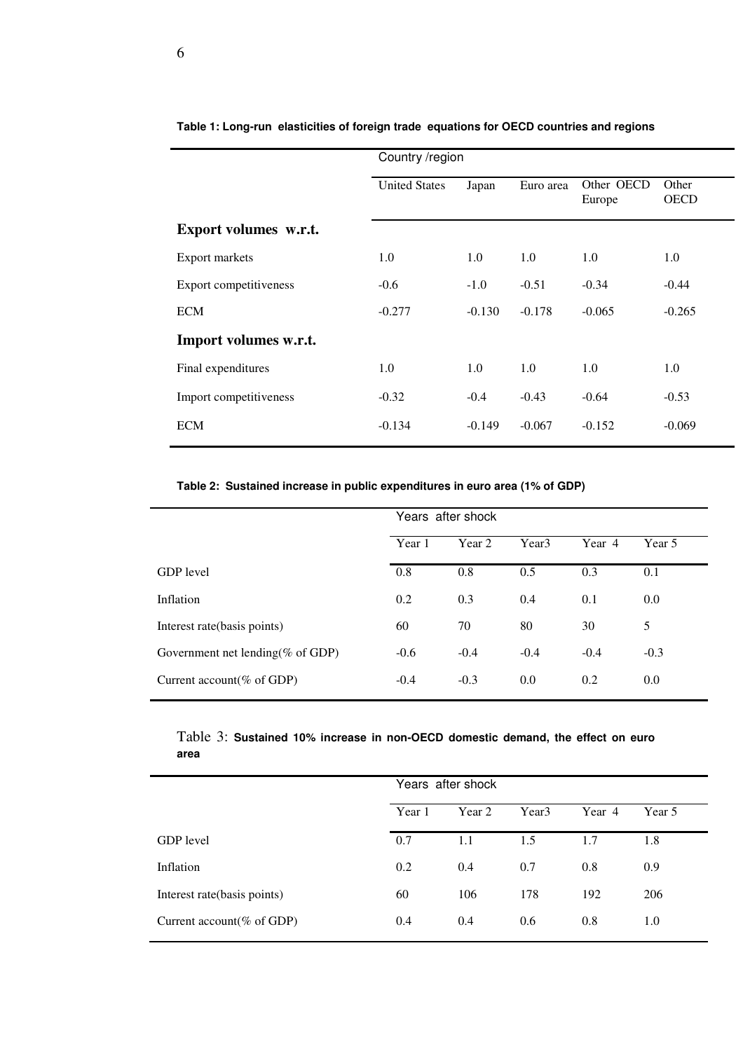**Table 1: Long-run elasticities of foreign trade equations for OECD countries and regions**

| | Country /region | | | | |
|---|---|---|---|---|---|
| | United States | Japan | Euro area | Other OECD Europe | Other OECD |
| **Export volumes w.r.t.** | | | | | |
| Export markets | 1.0 | 1.0 | 1.0 | 1.0 | 1.0 |
| Export competitiveness | -0.6 | -1.0 | -0.51 | -0.34 | -0.44 |
| ECM | -0.277 | -0.130 | -0.178 | -0.065 | -0.265 |
| **Import volumes w.r.t.** | | | | | |
| Final expenditures | 1.0 | 1.0 | 1.0 | 1.0 | 1.0 |
| Import competitiveness | -0.32 | -0.4 | -0.43 | -0.64 | -0.53 |
| ECM | -0.134 | -0.149 | -0.067 | -0.152 | -0.069 |

**Table 2: Sustained increase in public expenditures in euro area (1% of GDP)**

| | Years after shock | | | | |
|---|---|---|---|---|---|
| | Year 1 | Year 2 | Year3 | Year 4 | Year 5 |
| GDP level | 0.8 | 0.8 | 0.5 | 0.3 | 0.1 |
| Inflation | 0.2 | 0.3 | 0.4 | 0.1 | 0.0 |
| Interest rate(basis points) | 60 | 70 | 80 | 30 | 5 |
| Government net lending(% of GDP) | -0.6 | -0.4 | -0.4 | -0.4 | -0.3 |
| Current account(% of GDP) | -0.4 | -0.3 | 0.0 | 0.2 | 0.0 |

Table 3: **Sustained 10% increase in non-OECD domestic demand, the effect on euro area**

| | Years after shock | | | | |
|---|---|---|---|---|---|
| | Year 1 | Year 2 | Year3 | Year 4 | Year 5 |
| GDP level | 0.7 | 1.1 | 1.5 | 1.7 | 1.8 |
| Inflation | 0.2 | 0.4 | 0.7 | 0.8 | 0.9 |
| Interest rate(basis points) | 60 | 106 | 178 | 192 | 206 |
| Current account(% of GDP) | 0.4 | 0.4 | 0.6 | 0.8 | 1.0 |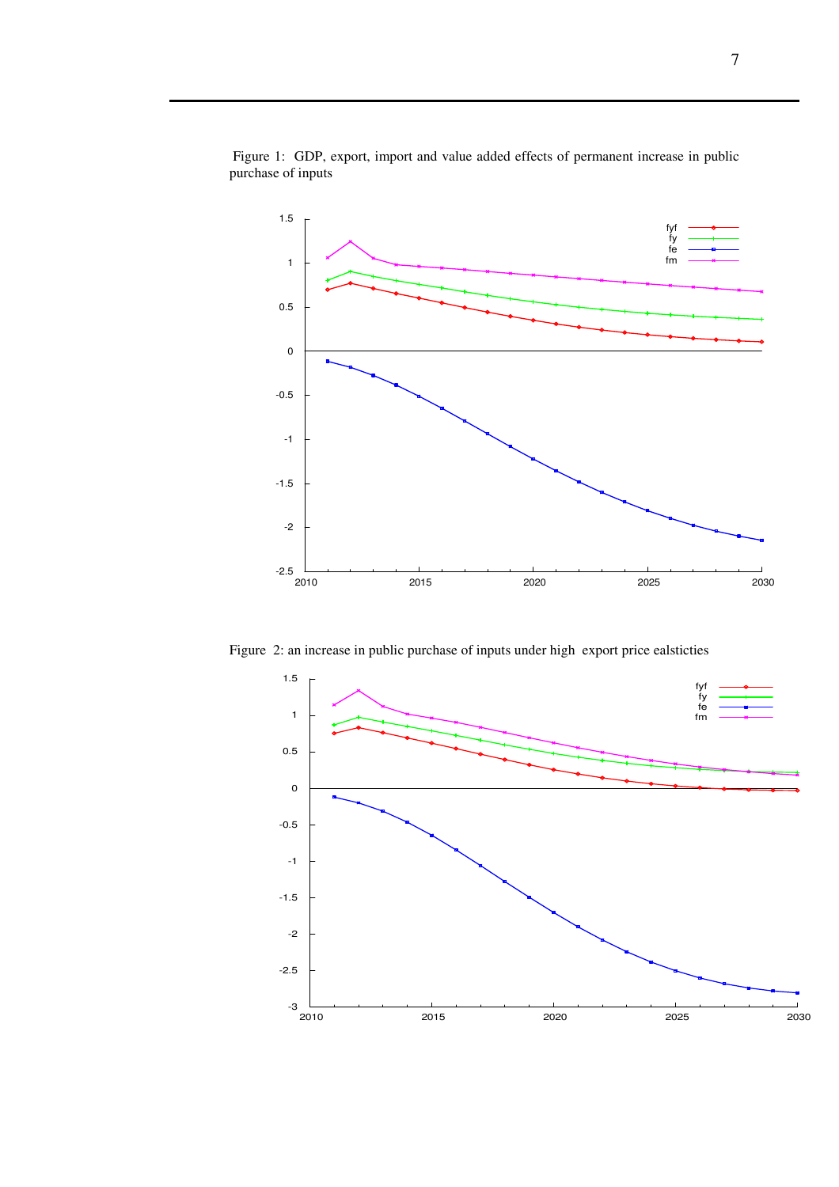Figure 1: GDP, export, import and value added effects of permanent increase in public purchase of inputs

Figure 2: an increase in public purchase of inputs under high export price ealsticties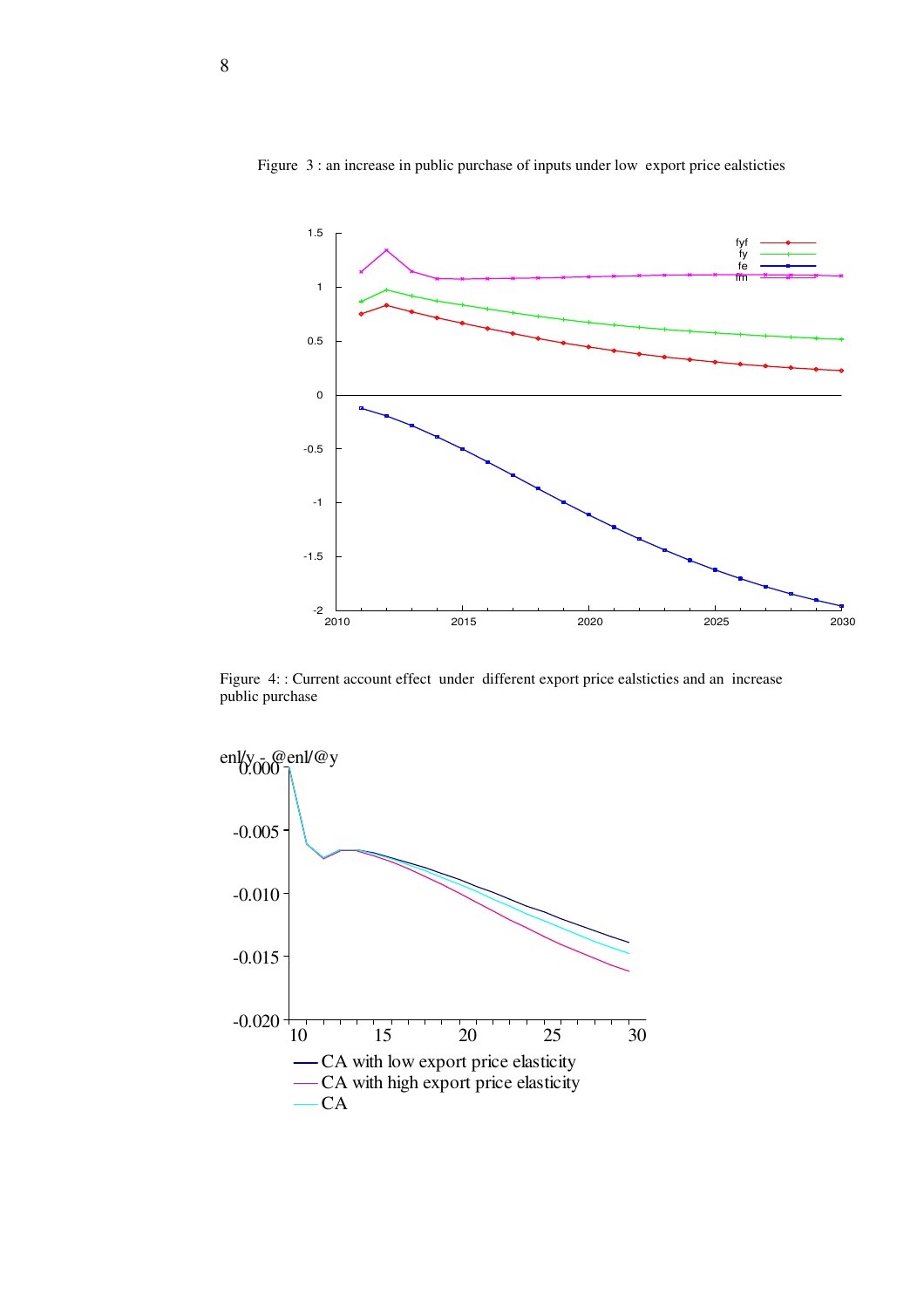Figure 3 : an increase in public purchase of inputs under low export price ealsticties

1.5
1
0.5
0
-0.5
-1
-1.5
-2
2010
2015
2020
2025
2030
fyf
fy
fe
fm

Figure 4: : Current account effect under different export price ealsticties and an increase public purchase

enl/y - @enl/@y
0.000
-0.005
-0.010
-0.015
-0.020
10
15
20
25
30
CA with low export price elasticity
CA with high export price elasticity
CA